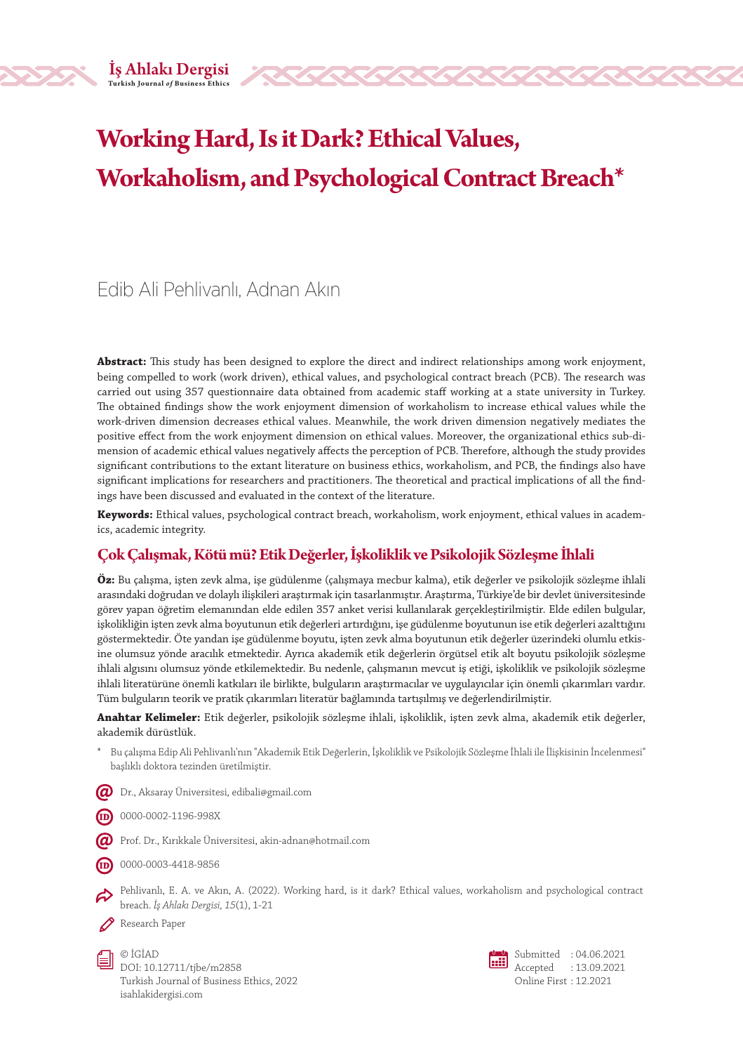# Working Hard, Is it Dark? Ethical Values, Workaholism, and Psychological Contract Breach*

Edib Ali Pehlivanlı, Adnan Akın

**Abstract:** This study has been designed to explore the direct and indirect relationships among work enjoyment, being compelled to work (work driven), ethical values, and psychological contract breach (PCB). The research was carried out using 357 questionnaire data obtained from academic staff working at a state university in Turkey. The obtained findings show the work enjoyment dimension of workaholism to increase ethical values while the work-driven dimension decreases ethical values. Meanwhile, the work driven dimension negatively mediates the positive effect from the work enjoyment dimension on ethical values. Moreover, the organizational ethics sub-dimension of academic ethical values negatively affects the perception of PCB. Therefore, although the study provides significant contributions to the extant literature on business ethics, workaholism, and PCB, the findings also have significant implications for researchers and practitioners. The theoretical and practical implications of all the findings have been discussed and evaluated in the context of the literature.

**Keywords:** Ethical values, psychological contract breach, workaholism, work enjoyment, ethical values in academics, academic integrity.

## Çok Çalışmak, Kötü mü? Etik Değerler, İşkoliklik ve Psikolojik Sözleşme İhlali

**Öz:** Bu çalışma, işten zevk alma, işe güdülenme (çalışmaya mecbur kalma), etik değerler ve psikolojik sözleşme ihlali arasındaki doğrudan ve dolaylı ilişkileri araştırmak için tasarlanmıştır. Araştırma, Türkiye'de bir devlet üniversitesinde görev yapan öğretim elemanından elde edilen 357 anket verisi kullanılarak gerçekleştirilmiştir. Elde edilen bulgular, işkolikliğin işten zevk alma boyutunun etik değerleri artırdığını, işe güdülenme boyutunun ise etik değerleri azalttığını göstermektedir. Öte yandan işe güdülenme boyutu, işten zevk alma boyutunun etik değerler üzerindeki olumlu etkisine olumsuz yönde aracılık etmektedir. Ayrıca akademik etik değerlerin örgütsel etik alt boyutu psikolojik sözleşme ihlali algısını olumsuz yönde etkilemektedir. Bu nedenle, çalışmanın mevcut iş etiği, işkoliklik ve psikolojik sözleşme ihlali literatürüne önemli katkıları ile birlikte, bulguların araştırmacılar ve uygulayıcılar için önemli çıkarımları vardır. Tüm bulguların teorik ve pratik çıkarımları literatür bağlamında tartışılmış ve değerlendirilmiştir.

**Anahtar Kelimeler:** Etik değerler, psikolojik sözleşme ihlali, işkoliklik, işten zevk alma, akademik etik değerler, akademik dürüstlük.

\* Bu çalışma Edip Ali Pehlivanlı'nın "Akademik Etik Değerlerin, İşkoliklik ve Psikolojik Sözleşme İhlali ile İlişkisinin İncelenmesi" başlıklı doktora tezinden üretilmiştir.

Dr., Aksaray Üniversitesi, edibali@gmail.com

0000-0002-1196-998X

Prof. Dr., Kırıkkale Üniversitesi, akin-adnan@hotmail.com

0000-0003-4418-9856

Pehlivanlı, E. A. ve Akın, A. (2022). Working hard, is it dark? Ethical values, workaholism and psychological contract breach. *İş Ahlakı Dergisi, 15*(1), 1-21

Research Paper

© İGİAD
DOI: 10.12711/tjbe/m2858
Turkish Journal of Business Ethics, 2022
isahlakidergisi.com

Submitted : 04.06.2021
Accepted : 13.09.2021
Online First : 12.2021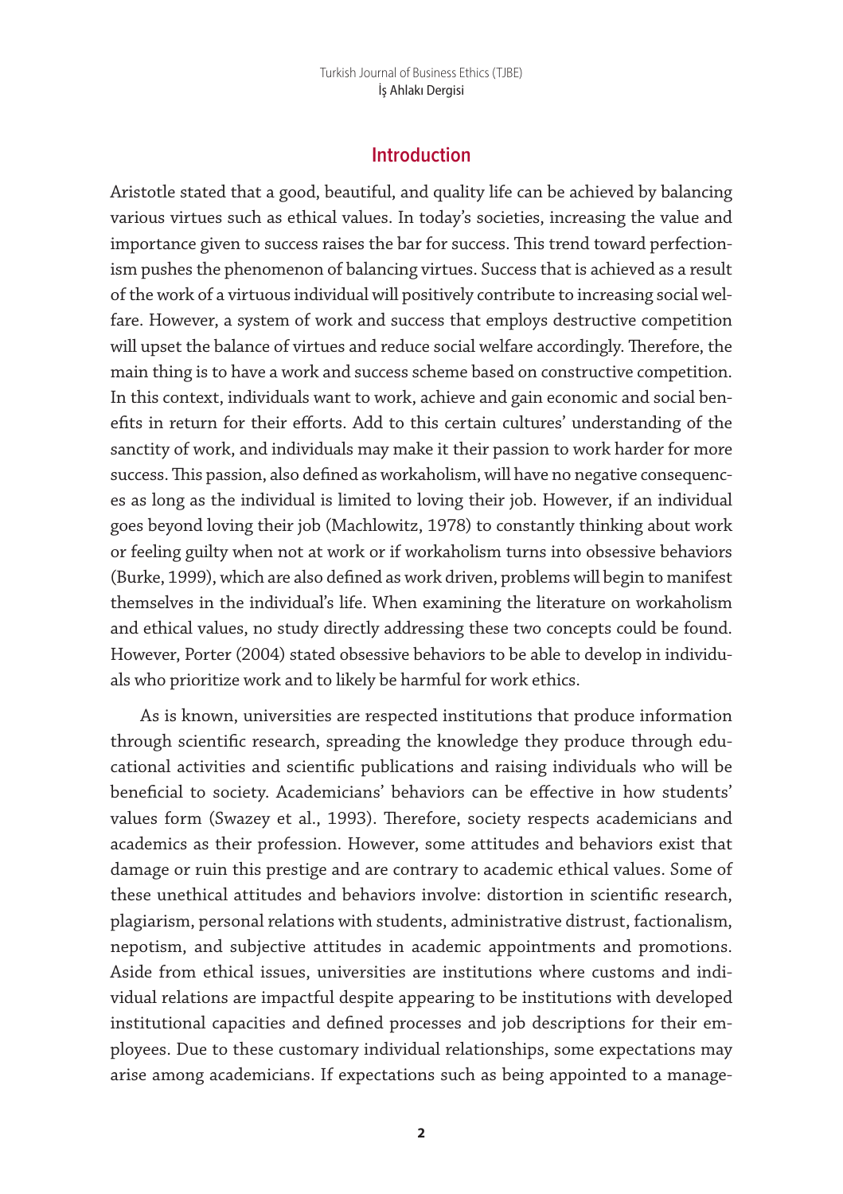## Introduction

Aristotle stated that a good, beautiful, and quality life can be achieved by balancing various virtues such as ethical values. In today's societies, increasing the value and importance given to success raises the bar for success. This trend toward perfectionism pushes the phenomenon of balancing virtues. Success that is achieved as a result of the work of a virtuous individual will positively contribute to increasing social welfare. However, a system of work and success that employs destructive competition will upset the balance of virtues and reduce social welfare accordingly. Therefore, the main thing is to have a work and success scheme based on constructive competition. In this context, individuals want to work, achieve and gain economic and social benefits in return for their efforts. Add to this certain cultures' understanding of the sanctity of work, and individuals may make it their passion to work harder for more success. This passion, also defined as workaholism, will have no negative consequences as long as the individual is limited to loving their job. However, if an individual goes beyond loving their job (Machlowitz, 1978) to constantly thinking about work or feeling guilty when not at work or if workaholism turns into obsessive behaviors (Burke, 1999), which are also defined as work driven, problems will begin to manifest themselves in the individual's life. When examining the literature on workaholism and ethical values, no study directly addressing these two concepts could be found. However, Porter (2004) stated obsessive behaviors to be able to develop in individuals who prioritize work and to likely be harmful for work ethics.

As is known, universities are respected institutions that produce information through scientific research, spreading the knowledge they produce through educational activities and scientific publications and raising individuals who will be beneficial to society. Academicians' behaviors can be effective in how students' values form (Swazey et al., 1993). Therefore, society respects academicians and academics as their profession. However, some attitudes and behaviors exist that damage or ruin this prestige and are contrary to academic ethical values. Some of these unethical attitudes and behaviors involve: distortion in scientific research, plagiarism, personal relations with students, administrative distrust, factionalism, nepotism, and subjective attitudes in academic appointments and promotions. Aside from ethical issues, universities are institutions where customs and individual relations are impactful despite appearing to be institutions with developed institutional capacities and defined processes and job descriptions for their employees. Due to these customary individual relationships, some expectations may arise among academicians. If expectations such as being appointed to a manage-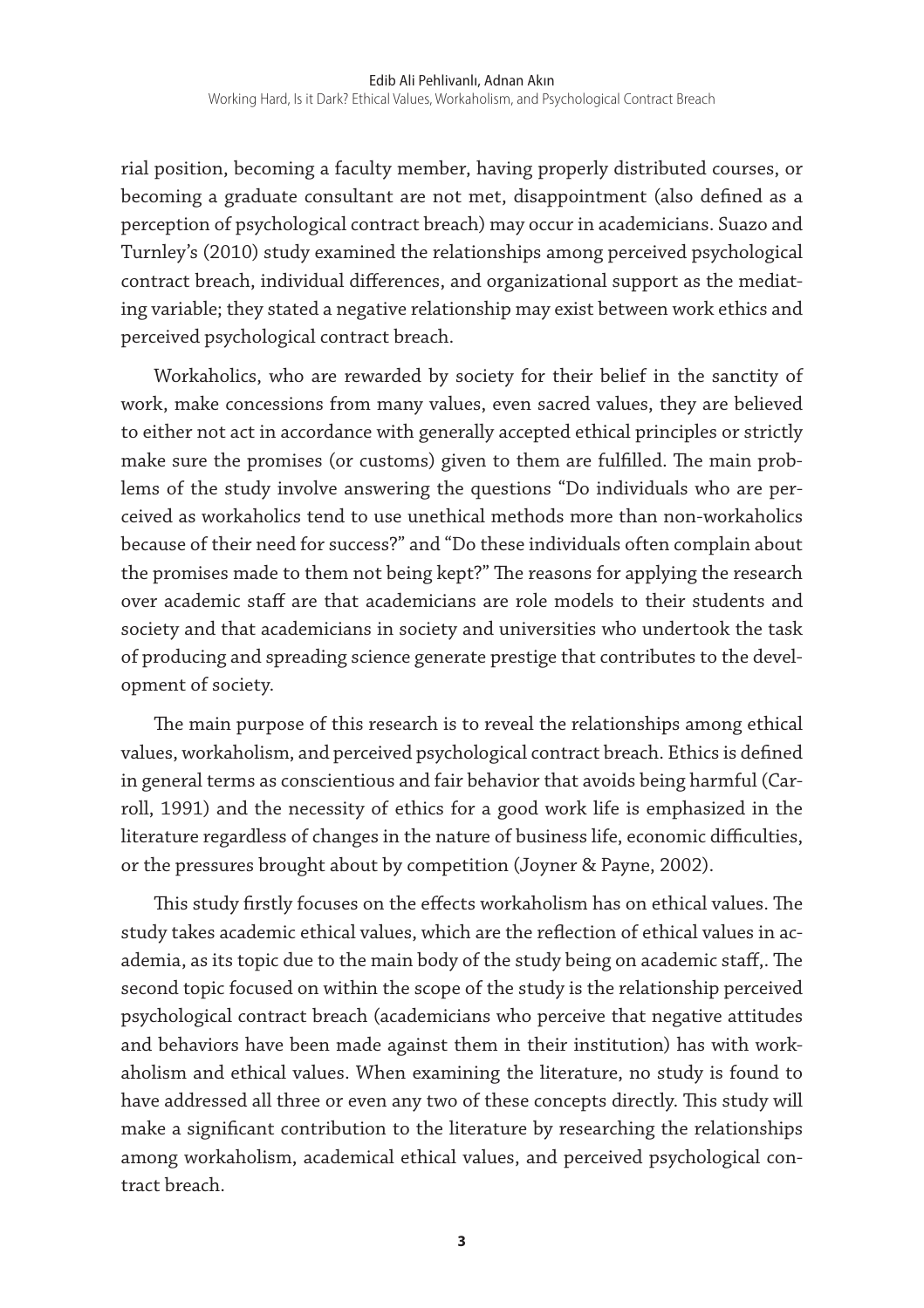rial position, becoming a faculty member, having properly distributed courses, or becoming a graduate consultant are not met, disappointment (also defined as a perception of psychological contract breach) may occur in academicians. Suazo and Turnley's (2010) study examined the relationships among perceived psychological contract breach, individual differences, and organizational support as the mediating variable; they stated a negative relationship may exist between work ethics and perceived psychological contract breach.

Workaholics, who are rewarded by society for their belief in the sanctity of work, make concessions from many values, even sacred values, they are believed to either not act in accordance with generally accepted ethical principles or strictly make sure the promises (or customs) given to them are fulfilled. The main problems of the study involve answering the questions "Do individuals who are perceived as workaholics tend to use unethical methods more than non-workaholics because of their need for success?" and "Do these individuals often complain about the promises made to them not being kept?" The reasons for applying the research over academic staff are that academicians are role models to their students and society and that academicians in society and universities who undertook the task of producing and spreading science generate prestige that contributes to the development of society.

The main purpose of this research is to reveal the relationships among ethical values, workaholism, and perceived psychological contract breach. Ethics is defined in general terms as conscientious and fair behavior that avoids being harmful (Carroll, 1991) and the necessity of ethics for a good work life is emphasized in the literature regardless of changes in the nature of business life, economic difficulties, or the pressures brought about by competition (Joyner & Payne, 2002).

This study firstly focuses on the effects workaholism has on ethical values. The study takes academic ethical values, which are the reflection of ethical values in academia, as its topic due to the main body of the study being on academic staff,. The second topic focused on within the scope of the study is the relationship perceived psychological contract breach (academicians who perceive that negative attitudes and behaviors have been made against them in their institution) has with workaholism and ethical values. When examining the literature, no study is found to have addressed all three or even any two of these concepts directly. This study will make a significant contribution to the literature by researching the relationships among workaholism, academical ethical values, and perceived psychological contract breach.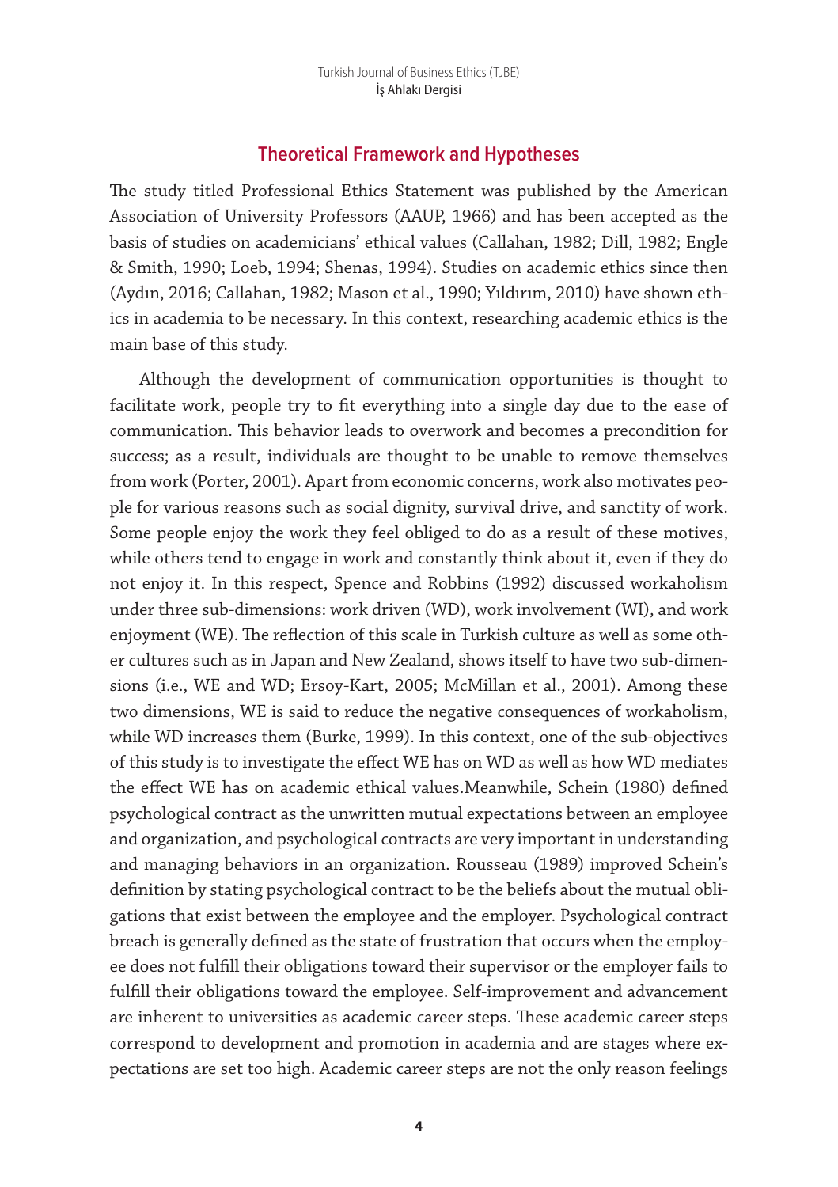## Theoretical Framework and Hypotheses

The study titled Professional Ethics Statement was published by the American Association of University Professors (AAUP, 1966) and has been accepted as the basis of studies on academicians' ethical values (Callahan, 1982; Dill, 1982; Engle & Smith, 1990; Loeb, 1994; Shenas, 1994). Studies on academic ethics since then (Aydın, 2016; Callahan, 1982; Mason et al., 1990; Yıldırım, 2010) have shown ethics in academia to be necessary. In this context, researching academic ethics is the main base of this study.

Although the development of communication opportunities is thought to facilitate work, people try to fit everything into a single day due to the ease of communication. This behavior leads to overwork and becomes a precondition for success; as a result, individuals are thought to be unable to remove themselves from work (Porter, 2001). Apart from economic concerns, work also motivates people for various reasons such as social dignity, survival drive, and sanctity of work. Some people enjoy the work they feel obliged to do as a result of these motives, while others tend to engage in work and constantly think about it, even if they do not enjoy it. In this respect, Spence and Robbins (1992) discussed workaholism under three sub-dimensions: work driven (WD), work involvement (WI), and work enjoyment (WE). The reflection of this scale in Turkish culture as well as some other cultures such as in Japan and New Zealand, shows itself to have two sub-dimensions (i.e., WE and WD; Ersoy-Kart, 2005; McMillan et al., 2001). Among these two dimensions, WE is said to reduce the negative consequences of workaholism, while WD increases them (Burke, 1999). In this context, one of the sub-objectives of this study is to investigate the effect WE has on WD as well as how WD mediates the effect WE has on academic ethical values.Meanwhile, Schein (1980) defined psychological contract as the unwritten mutual expectations between an employee and organization, and psychological contracts are very important in understanding and managing behaviors in an organization. Rousseau (1989) improved Schein's definition by stating psychological contract to be the beliefs about the mutual obligations that exist between the employee and the employer. Psychological contract breach is generally defined as the state of frustration that occurs when the employee does not fulfill their obligations toward their supervisor or the employer fails to fulfill their obligations toward the employee. Self-improvement and advancement are inherent to universities as academic career steps. These academic career steps correspond to development and promotion in academia and are stages where expectations are set too high. Academic career steps are not the only reason feelings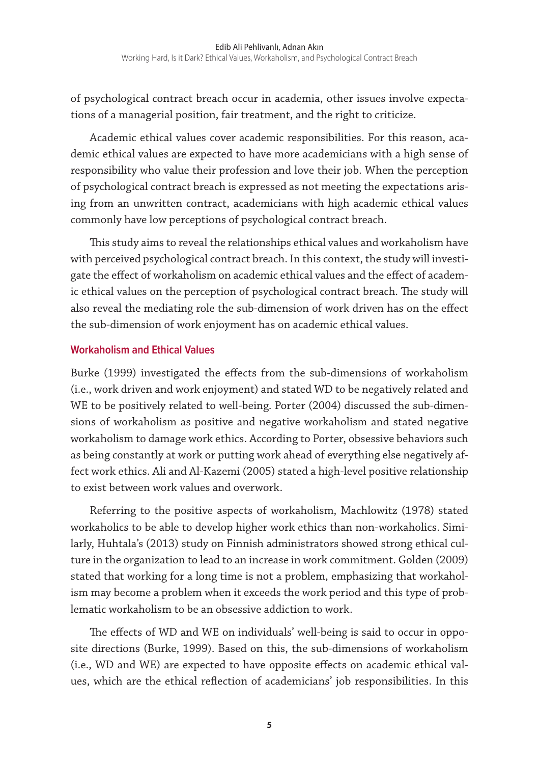of psychological contract breach occur in academia, other issues involve expectations of a managerial position, fair treatment, and the right to criticize.

Academic ethical values cover academic responsibilities. For this reason, academic ethical values are expected to have more academicians with a high sense of responsibility who value their profession and love their job. When the perception of psychological contract breach is expressed as not meeting the expectations arising from an unwritten contract, academicians with high academic ethical values commonly have low perceptions of psychological contract breach.

This study aims to reveal the relationships ethical values and workaholism have with perceived psychological contract breach. In this context, the study will investigate the effect of workaholism on academic ethical values and the effect of academic ethical values on the perception of psychological contract breach. The study will also reveal the mediating role the sub-dimension of work driven has on the effect the sub-dimension of work enjoyment has on academic ethical values.

## Workaholism and Ethical Values

Burke (1999) investigated the effects from the sub-dimensions of workaholism (i.e., work driven and work enjoyment) and stated WD to be negatively related and WE to be positively related to well-being. Porter (2004) discussed the sub-dimensions of workaholism as positive and negative workaholism and stated negative workaholism to damage work ethics. According to Porter, obsessive behaviors such as being constantly at work or putting work ahead of everything else negatively affect work ethics. Ali and Al-Kazemi (2005) stated a high-level positive relationship to exist between work values and overwork.

Referring to the positive aspects of workaholism, Machlowitz (1978) stated workaholics to be able to develop higher work ethics than non-workaholics. Similarly, Huhtala's (2013) study on Finnish administrators showed strong ethical culture in the organization to lead to an increase in work commitment. Golden (2009) stated that working for a long time is not a problem, emphasizing that workaholism may become a problem when it exceeds the work period and this type of problematic workaholism to be an obsessive addiction to work.

The effects of WD and WE on individuals' well-being is said to occur in opposite directions (Burke, 1999). Based on this, the sub-dimensions of workaholism (i.e., WD and WE) are expected to have opposite effects on academic ethical values, which are the ethical reflection of academicians' job responsibilities. In this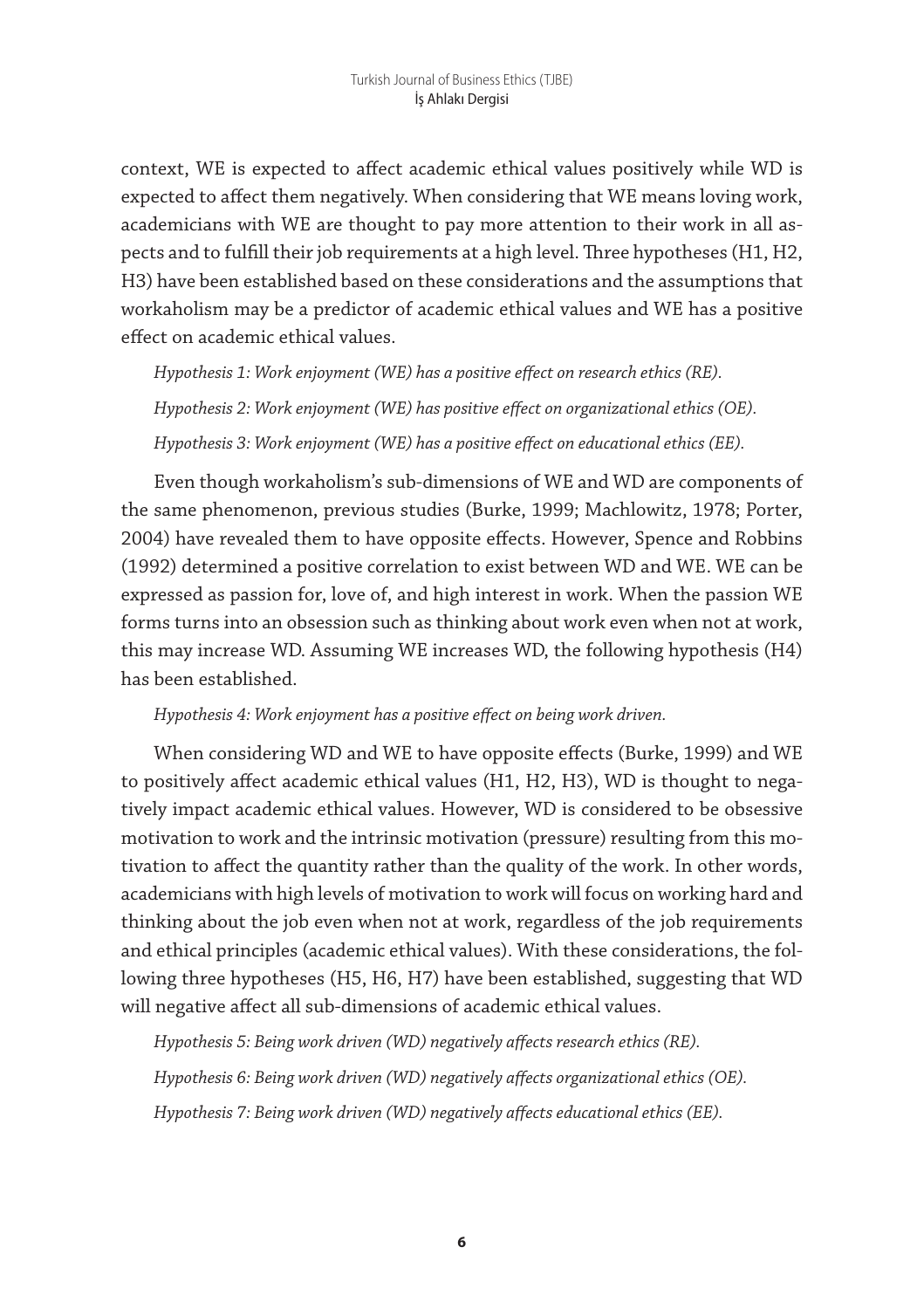context, WE is expected to affect academic ethical values positively while WD is expected to affect them negatively. When considering that WE means loving work, academicians with WE are thought to pay more attention to their work in all aspects and to fulfill their job requirements at a high level. Three hypotheses (H1, H2, H3) have been established based on these considerations and the assumptions that workaholism may be a predictor of academic ethical values and WE has a positive effect on academic ethical values.

*Hypothesis 1: Work enjoyment (WE) has a positive effect on research ethics (RE).*

*Hypothesis 2: Work enjoyment (WE) has positive effect on organizational ethics (OE).*

*Hypothesis 3: Work enjoyment (WE) has a positive effect on educational ethics (EE).*

Even though workaholism's sub-dimensions of WE and WD are components of the same phenomenon, previous studies (Burke, 1999; Machlowitz, 1978; Porter, 2004) have revealed them to have opposite effects. However, Spence and Robbins (1992) determined a positive correlation to exist between WD and WE. WE can be expressed as passion for, love of, and high interest in work. When the passion WE forms turns into an obsession such as thinking about work even when not at work, this may increase WD. Assuming WE increases WD, the following hypothesis (H4) has been established.

*Hypothesis 4: Work enjoyment has a positive effect on being work driven.*

When considering WD and WE to have opposite effects (Burke, 1999) and WE to positively affect academic ethical values (H1, H2, H3), WD is thought to negatively impact academic ethical values. However, WD is considered to be obsessive motivation to work and the intrinsic motivation (pressure) resulting from this motivation to affect the quantity rather than the quality of the work. In other words, academicians with high levels of motivation to work will focus on working hard and thinking about the job even when not at work, regardless of the job requirements and ethical principles (academic ethical values). With these considerations, the following three hypotheses (H5, H6, H7) have been established, suggesting that WD will negative affect all sub-dimensions of academic ethical values.

*Hypothesis 5: Being work driven (WD) negatively affects research ethics (RE).*

*Hypothesis 6: Being work driven (WD) negatively affects organizational ethics (OE).*

*Hypothesis 7: Being work driven (WD) negatively affects educational ethics (EE).*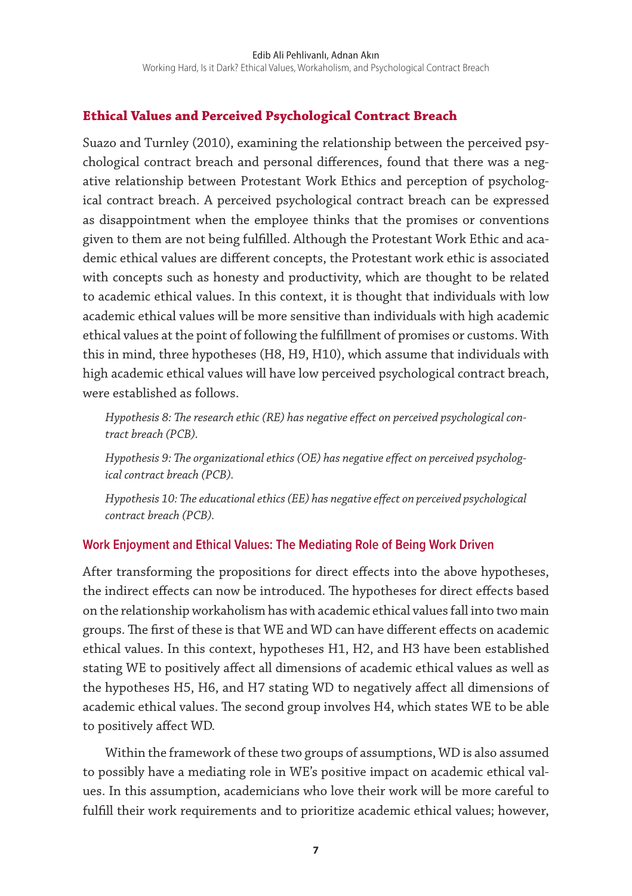## Ethical Values and Perceived Psychological Contract Breach

Suazo and Turnley (2010), examining the relationship between the perceived psychological contract breach and personal differences, found that there was a negative relationship between Protestant Work Ethics and perception of psychological contract breach. A perceived psychological contract breach can be expressed as disappointment when the employee thinks that the promises or conventions given to them are not being fulfilled. Although the Protestant Work Ethic and academic ethical values are different concepts, the Protestant work ethic is associated with concepts such as honesty and productivity, which are thought to be related to academic ethical values. In this context, it is thought that individuals with low academic ethical values will be more sensitive than individuals with high academic ethical values at the point of following the fulfillment of promises or customs. With this in mind, three hypotheses (H8, H9, H10), which assume that individuals with high academic ethical values will have low perceived psychological contract breach, were established as follows.

*Hypothesis 8: The research ethic (RE) has negative effect on perceived psychological contract breach (PCB).*

*Hypothesis 9: The organizational ethics (OE) has negative effect on perceived psychological contract breach (PCB).*

*Hypothesis 10: The educational ethics (EE) has negative effect on perceived psychological contract breach (PCB).*

### Work Enjoyment and Ethical Values: The Mediating Role of Being Work Driven

After transforming the propositions for direct effects into the above hypotheses, the indirect effects can now be introduced. The hypotheses for direct effects based on the relationship workaholism has with academic ethical values fall into two main groups. The first of these is that WE and WD can have different effects on academic ethical values. In this context, hypotheses H1, H2, and H3 have been established stating WE to positively affect all dimensions of academic ethical values as well as the hypotheses H5, H6, and H7 stating WD to negatively affect all dimensions of academic ethical values. The second group involves H4, which states WE to be able to positively affect WD.

Within the framework of these two groups of assumptions, WD is also assumed to possibly have a mediating role in WE's positive impact on academic ethical values. In this assumption, academicians who love their work will be more careful to fulfill their work requirements and to prioritize academic ethical values; however,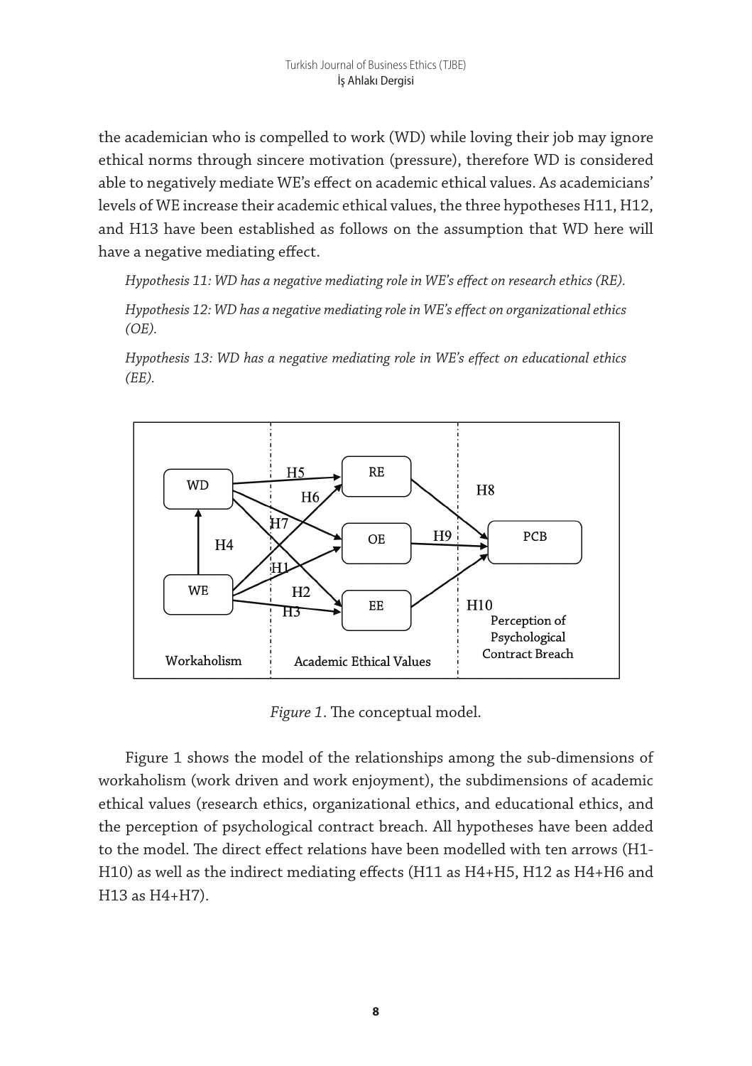the academician who is compelled to work (WD) while loving their job may ignore ethical norms through sincere motivation (pressure), therefore WD is considered able to negatively mediate WE's effect on academic ethical values. As academicians' levels of WE increase their academic ethical values, the three hypotheses H11, H12, and H13 have been established as follows on the assumption that WD here will have a negative mediating effect.

*Hypothesis 11: WD has a negative mediating role in WE's effect on research ethics (RE).*

*Hypothesis 12: WD has a negative mediating role in WE's effect on organizational ethics (OE).*

*Hypothesis 13: WD has a negative mediating role in WE's effect on educational ethics (EE).*

*Figure 1*. The conceptual model.

Figure 1 shows the model of the relationships among the sub-dimensions of workaholism (work driven and work enjoyment), the subdimensions of academic ethical values (research ethics, organizational ethics, and educational ethics, and the perception of psychological contract breach. All hypotheses have been added to the model. The direct effect relations have been modelled with ten arrows (H1-H10) as well as the indirect mediating effects (H11 as H4+H5, H12 as H4+H6 and H13 as H4+H7).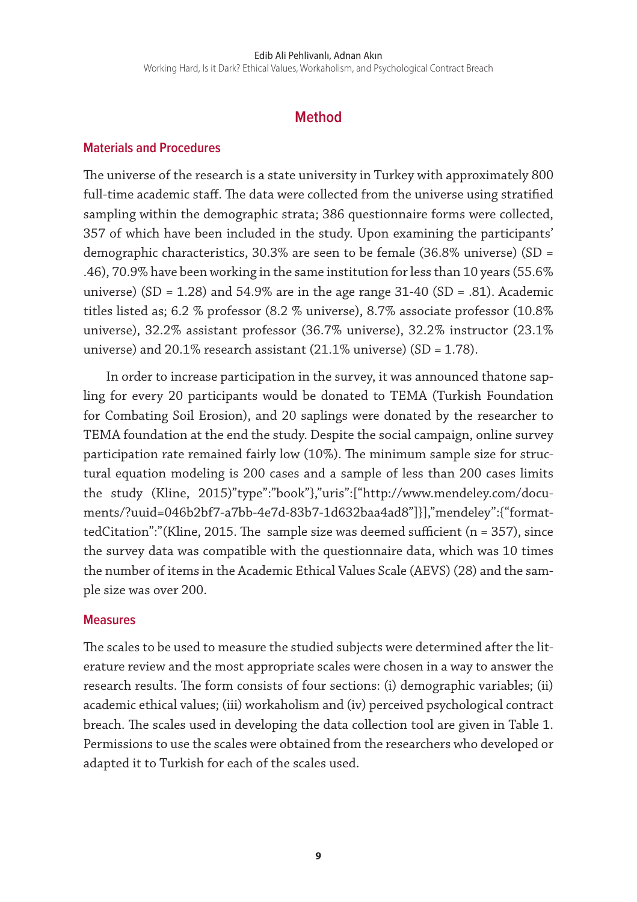# Method

## Materials and Procedures

The universe of the research is a state university in Turkey with approximately 800 full-time academic staff. The data were collected from the universe using stratified sampling within the demographic strata; 386 questionnaire forms were collected, 357 of which have been included in the study. Upon examining the participants' demographic characteristics, 30.3% are seen to be female (36.8% universe) (SD = .46), 70.9% have been working in the same institution for less than 10 years (55.6% universe) (SD = 1.28) and 54.9% are in the age range 31-40 (SD = .81). Academic titles listed as; 6.2 % professor (8.2 % universe), 8.7% associate professor (10.8% universe), 32.2% assistant professor (36.7% universe), 32.2% instructor (23.1% universe) and 20.1% research assistant (21.1% universe) (SD = 1.78).

In order to increase participation in the survey, it was announced thatone sapling for every 20 participants would be donated to TEMA (Turkish Foundation for Combating Soil Erosion), and 20 saplings were donated by the researcher to TEMA foundation at the end the study. Despite the social campaign, online survey participation rate remained fairly low (10%). The minimum sample size for structural equation modeling is 200 cases and a sample of less than 200 cases limits the study (Kline, 2015)"type":"book"},"uris":["http://www.mendeley.com/documents/?uuid=046b2bf7-a7bb-4e7d-83b7-1d632baa4ad8"]}],"mendeley":{"formattedCitation":"(Kline, 2015. The sample size was deemed sufficient (n = 357), since the survey data was compatible with the questionnaire data, which was 10 times the number of items in the Academic Ethical Values Scale (AEVS) (28) and the sample size was over 200.

## Measures

The scales to be used to measure the studied subjects were determined after the literature review and the most appropriate scales were chosen in a way to answer the research results. The form consists of four sections: (i) demographic variables; (ii) academic ethical values; (iii) workaholism and (iv) perceived psychological contract breach. The scales used in developing the data collection tool are given in Table 1. Permissions to use the scales were obtained from the researchers who developed or adapted it to Turkish for each of the scales used.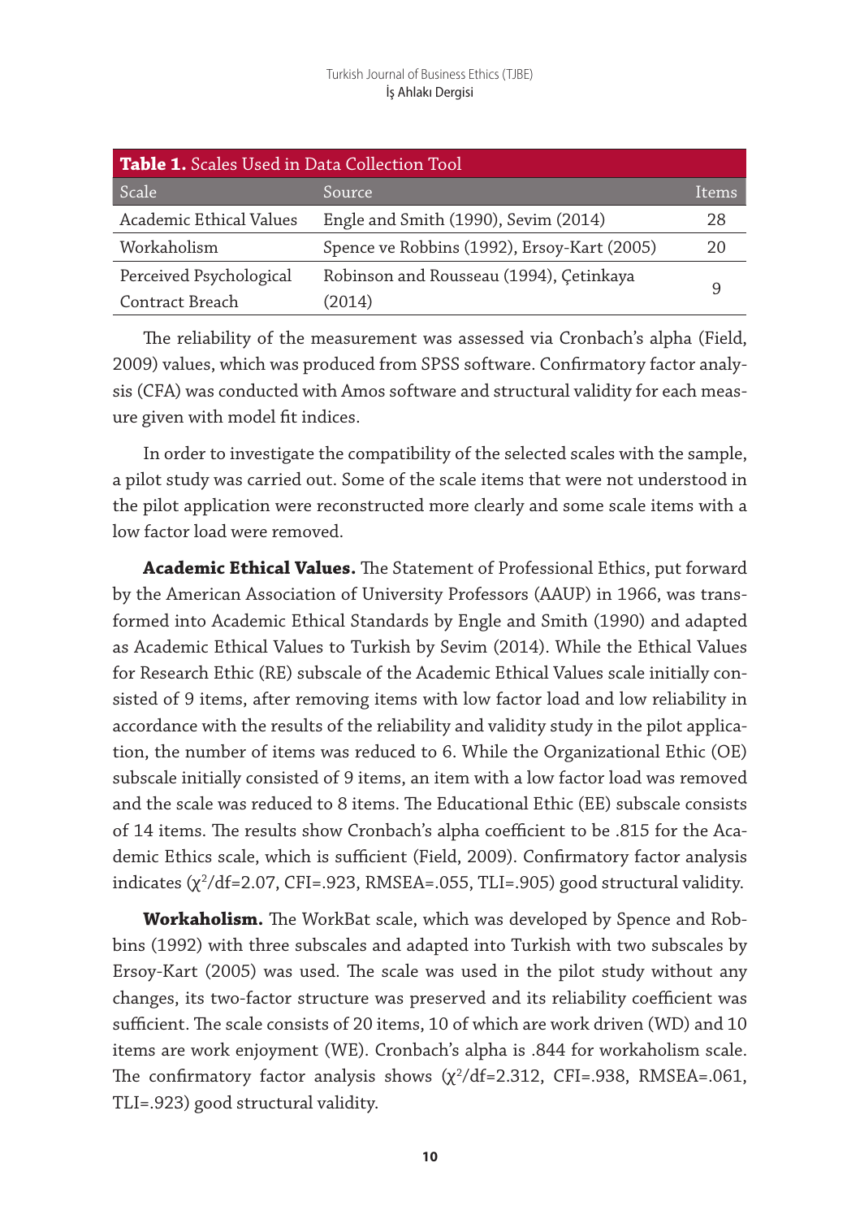**Table 1.** Scales Used in Data Collection Tool

| Scale | Source | Items |
|---|---|---|
| Academic Ethical Values | Engle and Smith (1990), Sevim (2014) | 28 |
| Workaholism | Spence ve Robbins (1992), Ersoy-Kart (2005) | 20 |
| Perceived Psychological Contract Breach | Robinson and Rousseau (1994), Çetinkaya (2014) | 9 |

The reliability of the measurement was assessed via Cronbach's alpha (Field, 2009) values, which was produced from SPSS software. Confirmatory factor analysis (CFA) was conducted with Amos software and structural validity for each measure given with model fit indices.

In order to investigate the compatibility of the selected scales with the sample, a pilot study was carried out. Some of the scale items that were not understood in the pilot application were reconstructed more clearly and some scale items with a low factor load were removed.

**Academic Ethical Values.** The Statement of Professional Ethics, put forward by the American Association of University Professors (AAUP) in 1966, was transformed into Academic Ethical Standards by Engle and Smith (1990) and adapted as Academic Ethical Values to Turkish by Sevim (2014). While the Ethical Values for Research Ethic (RE) subscale of the Academic Ethical Values scale initially consisted of 9 items, after removing items with low factor load and low reliability in accordance with the results of the reliability and validity study in the pilot application, the number of items was reduced to 6. While the Organizational Ethic (OE) subscale initially consisted of 9 items, an item with a low factor load was removed and the scale was reduced to 8 items. The Educational Ethic (EE) subscale consists of 14 items. The results show Cronbach's alpha coefficient to be .815 for the Academic Ethics scale, which is sufficient (Field, 2009). Confirmatory factor analysis indicates ($\chi^2$/df=2.07, CFI=.923, RMSEA=.055, TLI=.905) good structural validity.

**Workaholism.** The WorkBat scale, which was developed by Spence and Robbins (1992) with three subscales and adapted into Turkish with two subscales by Ersoy-Kart (2005) was used. The scale was used in the pilot study without any changes, its two-factor structure was preserved and its reliability coefficient was sufficient. The scale consists of 20 items, 10 of which are work driven (WD) and 10 items are work enjoyment (WE). Cronbach's alpha is .844 for workaholism scale. The confirmatory factor analysis shows ($\chi^2$/df=2.312, CFI=.938, RMSEA=.061, TLI=.923) good structural validity.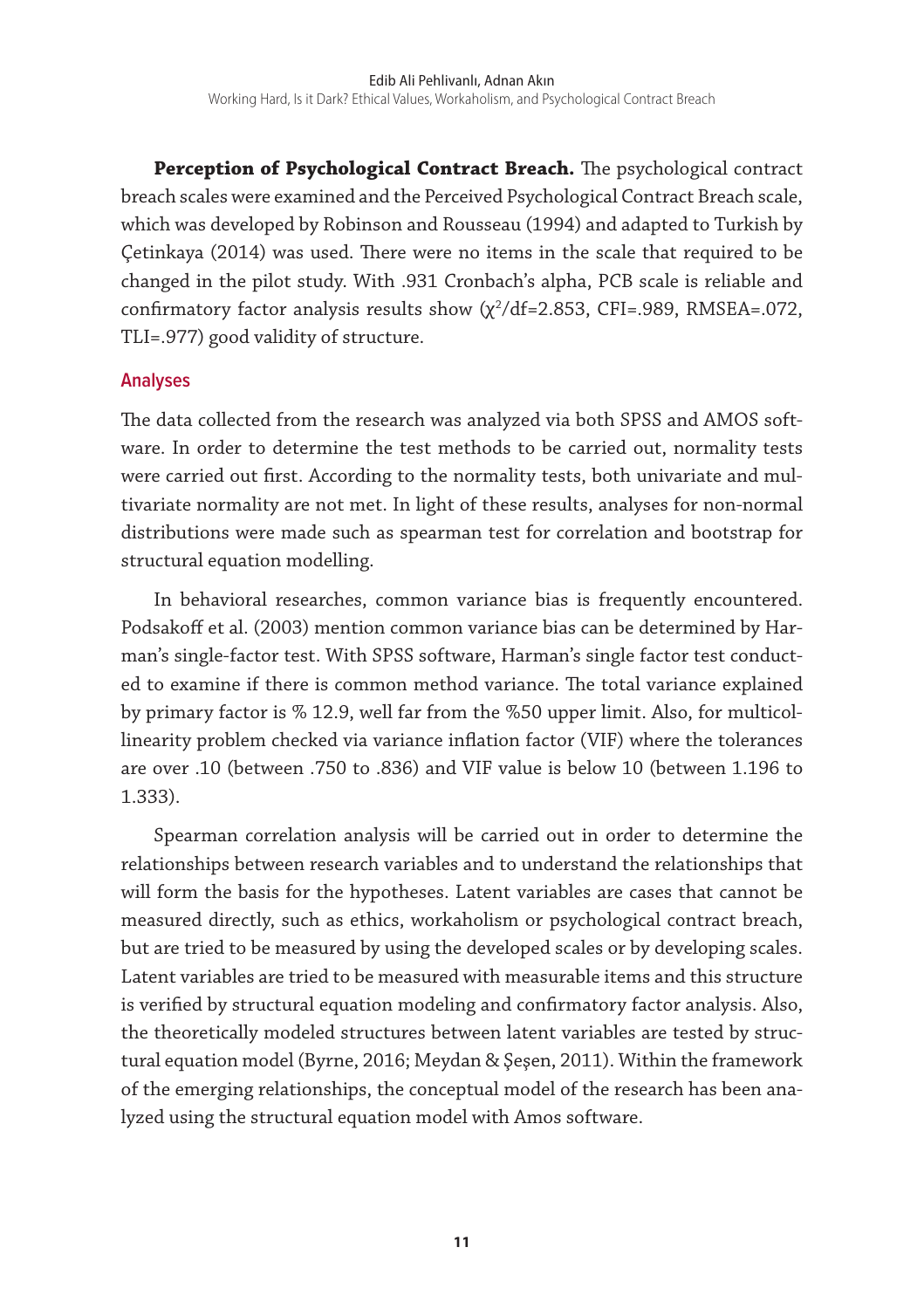**Perception of Psychological Contract Breach.** The psychological contract breach scales were examined and the Perceived Psychological Contract Breach scale, which was developed by Robinson and Rousseau (1994) and adapted to Turkish by Çetinkaya (2014) was used. There were no items in the scale that required to be changed in the pilot study. With .931 Cronbach's alpha, PCB scale is reliable and confirmatory factor analysis results show ($\chi^2$/df=2.853, CFI=.989, RMSEA=.072, TLI=.977) good validity of structure.

### Analyses

The data collected from the research was analyzed via both SPSS and AMOS software. In order to determine the test methods to be carried out, normality tests were carried out first. According to the normality tests, both univariate and multivariate normality are not met. In light of these results, analyses for non-normal distributions were made such as spearman test for correlation and bootstrap for structural equation modelling.

In behavioral researches, common variance bias is frequently encountered. Podsakoff et al. (2003) mention common variance bias can be determined by Harman's single-factor test. With SPSS software, Harman's single factor test conducted to examine if there is common method variance. The total variance explained by primary factor is % 12.9, well far from the %50 upper limit. Also, for multicollinearity problem checked via variance inflation factor (VIF) where the tolerances are over .10 (between .750 to .836) and VIF value is below 10 (between 1.196 to 1.333).

Spearman correlation analysis will be carried out in order to determine the relationships between research variables and to understand the relationships that will form the basis for the hypotheses. Latent variables are cases that cannot be measured directly, such as ethics, workaholism or psychological contract breach, but are tried to be measured by using the developed scales or by developing scales. Latent variables are tried to be measured with measurable items and this structure is verified by structural equation modeling and confirmatory factor analysis. Also, the theoretically modeled structures between latent variables are tested by structural equation model (Byrne, 2016; Meydan & Şeşen, 2011). Within the framework of the emerging relationships, the conceptual model of the research has been analyzed using the structural equation model with Amos software.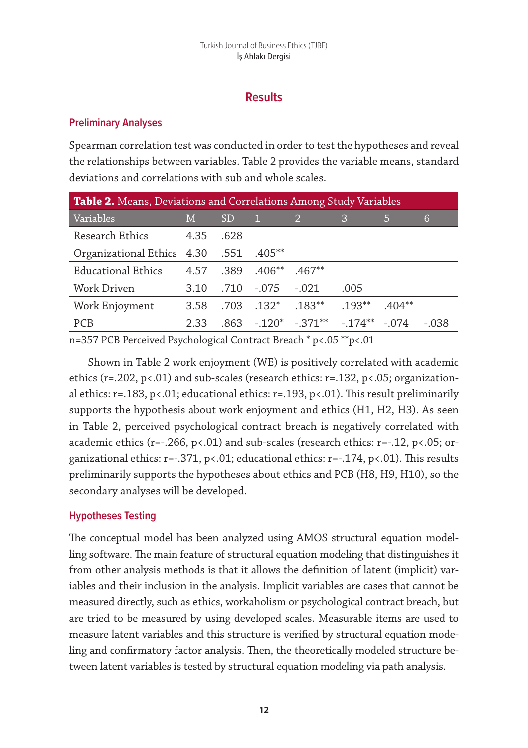# Results

## Preliminary Analyses

Spearman correlation test was conducted in order to test the hypotheses and reveal the relationships between variables. Table 2 provides the variable means, standard deviations and correlations with sub and whole scales.

**Table 2.** Means, Deviations and Correlations Among Study Variables

| Variables | M | SD | 1 | 2 | 3 | 5 | 6 |
|---|---|---|---|---|---|---|---|
| Research Ethics | 4.35 | .628 | | | | | |
| Organizational Ethics | 4.30 | .551 | .405** | | | | |
| Educational Ethics | 4.57 | .389 | .406** | .467** | | | |
| Work Driven | 3.10 | .710 | -.075 | -.021 | .005 | | |
| Work Enjoyment | 3.58 | .703 | .132* | .183** | .193** | .404** | |
| PCB | 2.33 | .863 | -.120* | -.371** | -.174** | -.074 | -.038 |

n=357 PCB Perceived Psychological Contract Breach * p<.05 **p<.01

Shown in Table 2 work enjoyment (WE) is positively correlated with academic ethics (r=.202, p<.01) and sub-scales (research ethics: r=.132, p<.05; organizational ethics: r=.183, p<.01; educational ethics: r=.193, p<.01). This result preliminarily supports the hypothesis about work enjoyment and ethics (H1, H2, H3). As seen in Table 2, perceived psychological contract breach is negatively correlated with academic ethics (r=-.266, p<.01) and sub-scales (research ethics: r=-.12, p<.05; organizational ethics: r=-.371, p<.01; educational ethics: r=-.174, p<.01). This results preliminarily supports the hypotheses about ethics and PCB (H8, H9, H10), so the secondary analyses will be developed.

## Hypotheses Testing

The conceptual model has been analyzed using AMOS structural equation modelling software. The main feature of structural equation modeling that distinguishes it from other analysis methods is that it allows the definition of latent (implicit) variables and their inclusion in the analysis. Implicit variables are cases that cannot be measured directly, such as ethics, workaholism or psychological contract breach, but are tried to be measured by using developed scales. Measurable items are used to measure latent variables and this structure is verified by structural equation modeling and confirmatory factor analysis. Then, the theoretically modeled structure between latent variables is tested by structural equation modeling via path analysis.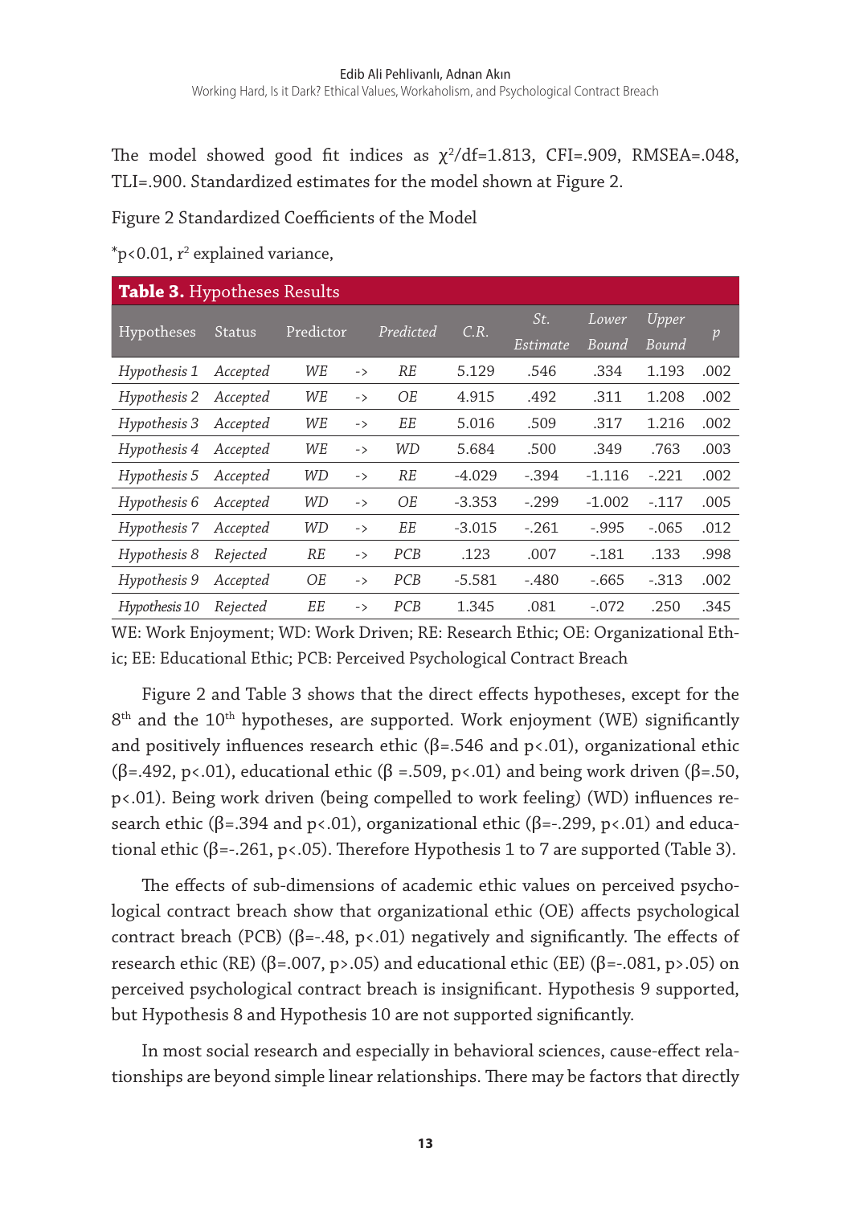The model showed good fit indices as $\chi^2$/df=1.813, CFI=.909, RMSEA=.048, TLI=.900. Standardized estimates for the model shown at Figure 2.

Figure 2 Standardized Coefficients of the Model

*p<0.01, $r^2$ explained variance,

**Table 3.** Hypotheses Results

| Hypotheses | Status | Predictor | | Predicted | C.R. | St. Estimate | Lower Bound | Upper Bound | p |
|---|---|---|---|---|---|---|---|---|---|
| *Hypothesis 1* | *Accepted* | *WE* | -> | *RE* | 5.129 | .546 | .334 | 1.193 | .002 |
| *Hypothesis 2* | *Accepted* | *WE* | -> | *OE* | 4.915 | .492 | .311 | 1.208 | .002 |
| *Hypothesis 3* | *Accepted* | *WE* | -> | *EE* | 5.016 | .509 | .317 | 1.216 | .002 |
| *Hypothesis 4* | *Accepted* | *WE* | -> | *WD* | 5.684 | .500 | .349 | .763 | .003 |
| *Hypothesis 5* | *Accepted* | *WD* | -> | *RE* | -4.029 | -.394 | -1.116 | -.221 | .002 |
| *Hypothesis 6* | *Accepted* | *WD* | -> | *OE* | -3.353 | -.299 | -1.002 | -.117 | .005 |
| *Hypothesis 7* | *Accepted* | *WD* | -> | *EE* | -3.015 | -.261 | -.995 | -.065 | .012 |
| *Hypothesis 8* | *Rejected* | *RE* | -> | *PCB* | .123 | .007 | -.181 | .133 | .998 |
| *Hypothesis 9* | *Accepted* | *OE* | -> | *PCB* | -5.581 | -.480 | -.665 | -.313 | .002 |
| *Hypothesis 10* | *Rejected* | *EE* | -> | *PCB* | 1.345 | .081 | -.072 | .250 | .345 |

WE: Work Enjoyment; WD: Work Driven; RE: Research Ethic; OE: Organizational Ethic; EE: Educational Ethic; PCB: Perceived Psychological Contract Breach

Figure 2 and Table 3 shows that the direct effects hypotheses, except for the 8th and the 10th hypotheses, are supported. Work enjoyment (WE) significantly and positively influences research ethic (β=.546 and p<.01), organizational ethic (β=.492, p<.01), educational ethic (β =.509, p<.01) and being work driven (β=.50, p<.01). Being work driven (being compelled to work feeling) (WD) influences research ethic (β=.394 and p<.01), organizational ethic (β=-.299, p<.01) and educational ethic (β=-.261, p<.05). Therefore Hypothesis 1 to 7 are supported (Table 3).

The effects of sub-dimensions of academic ethic values on perceived psychological contract breach show that organizational ethic (OE) affects psychological contract breach (PCB) (β=-.48, p<.01) negatively and significantly. The effects of research ethic (RE) (β=.007, p>.05) and educational ethic (EE) (β=-.081, p>.05) on perceived psychological contract breach is insignificant. Hypothesis 9 supported, but Hypothesis 8 and Hypothesis 10 are not supported significantly.

In most social research and especially in behavioral sciences, cause-effect relationships are beyond simple linear relationships. There may be factors that directly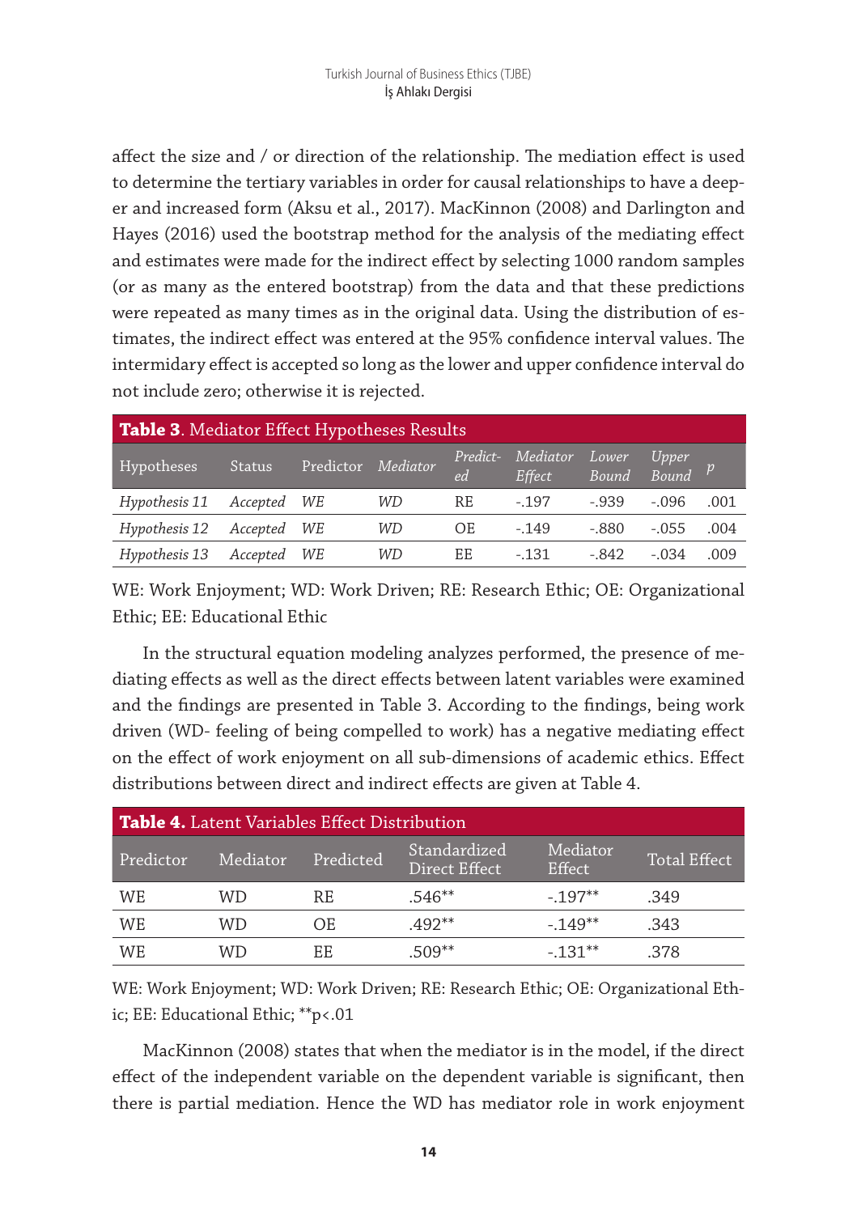affect the size and / or direction of the relationship. The mediation effect is used to determine the tertiary variables in order for causal relationships to have a deeper and increased form (Aksu et al., 2017). MacKinnon (2008) and Darlington and Hayes (2016) used the bootstrap method for the analysis of the mediating effect and estimates were made for the indirect effect by selecting 1000 random samples (or as many as the entered bootstrap) from the data and that these predictions were repeated as many times as in the original data. Using the distribution of estimates, the indirect effect was entered at the 95% confidence interval values. The intermidary effect is accepted so long as the lower and upper confidence interval do not include zero; otherwise it is rejected.

**Table 3**. Mediator Effect Hypotheses Results

| Hypotheses | Status | Predictor | *Mediator* | *Predicted* | *Mediator Effect* | *Lower Bound* | *Upper Bound* | *p* |
|---|---|---|---|---|---|---|---|---|
| *Hypothesis 11* | *Accepted* | *WE* | *WD* | RE | -.197 | -.939 | -.096 | .001 |
| *Hypothesis 12* | *Accepted* | *WE* | *WD* | OE | -.149 | -.880 | -.055 | .004 |
| *Hypothesis 13* | *Accepted* | *WE* | *WD* | EE | -.131 | -.842 | -.034 | .009 |

WE: Work Enjoyment; WD: Work Driven; RE: Research Ethic; OE: Organizational Ethic; EE: Educational Ethic

In the structural equation modeling analyzes performed, the presence of mediating effects as well as the direct effects between latent variables were examined and the findings are presented in Table 3. According to the findings, being work driven (WD- feeling of being compelled to work) has a negative mediating effect on the effect of work enjoyment on all sub-dimensions of academic ethics. Effect distributions between direct and indirect effects are given at Table 4.

**Table 4.** Latent Variables Effect Distribution

| Predictor | Mediator | Predicted | Standardized Direct Effect | Mediator Effect | Total Effect |
|---|---|---|---|---|---|
| WE | WD | RE | .546** | -.197** | .349 |
| WE | WD | OE | .492** | -.149** | .343 |
| WE | WD | EE | .509** | -.131** | .378 |

WE: Work Enjoyment; WD: Work Driven; RE: Research Ethic; OE: Organizational Ethic; EE: Educational Ethic; **p<.01

MacKinnon (2008) states that when the mediator is in the model, if the direct effect of the independent variable on the dependent variable is significant, then there is partial mediation. Hence the WD has mediator role in work enjoyment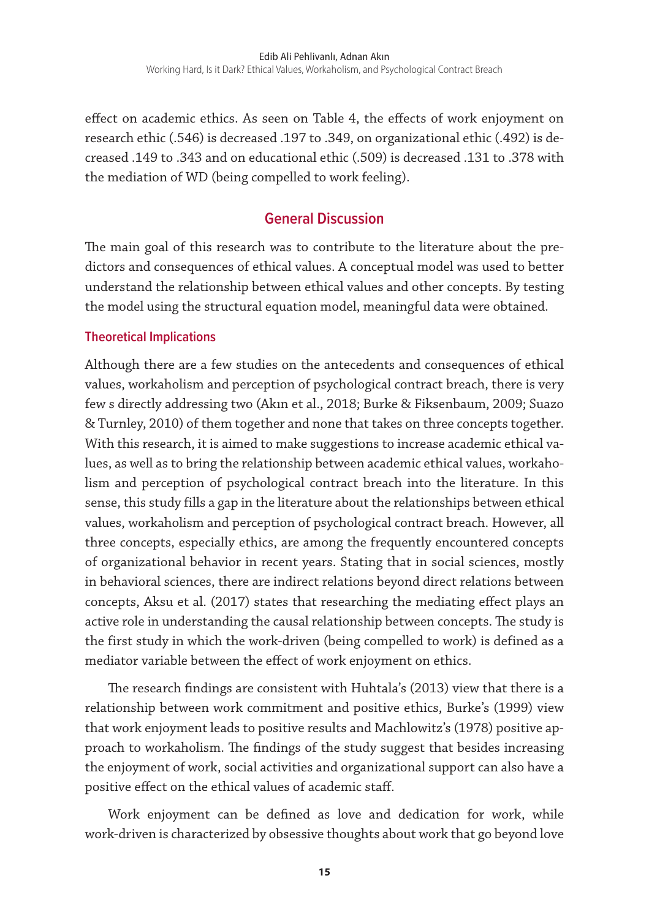effect on academic ethics. As seen on Table 4, the effects of work enjoyment on research ethic (.546) is decreased .197 to .349, on organizational ethic (.492) is decreased .149 to .343 and on educational ethic (.509) is decreased .131 to .378 with the mediation of WD (being compelled to work feeling).

## General Discussion

The main goal of this research was to contribute to the literature about the predictors and consequences of ethical values. A conceptual model was used to better understand the relationship between ethical values and other concepts. By testing the model using the structural equation model, meaningful data were obtained.

### Theoretical Implications

Although there are a few studies on the antecedents and consequences of ethical values, workaholism and perception of psychological contract breach, there is very few s directly addressing two (Akın et al., 2018; Burke & Fiksenbaum, 2009; Suazo & Turnley, 2010) of them together and none that takes on three concepts together. With this research, it is aimed to make suggestions to increase academic ethical values, as well as to bring the relationship between academic ethical values, workaholism and perception of psychological contract breach into the literature. In this sense, this study fills a gap in the literature about the relationships between ethical values, workaholism and perception of psychological contract breach. However, all three concepts, especially ethics, are among the frequently encountered concepts of organizational behavior in recent years. Stating that in social sciences, mostly in behavioral sciences, there are indirect relations beyond direct relations between concepts, Aksu et al. (2017) states that researching the mediating effect plays an active role in understanding the causal relationship between concepts. The study is the first study in which the work-driven (being compelled to work) is defined as a mediator variable between the effect of work enjoyment on ethics.

The research findings are consistent with Huhtala's (2013) view that there is a relationship between work commitment and positive ethics, Burke's (1999) view that work enjoyment leads to positive results and Machlowitz's (1978) positive approach to workaholism. The findings of the study suggest that besides increasing the enjoyment of work, social activities and organizational support can also have a positive effect on the ethical values of academic staff.

Work enjoyment can be defined as love and dedication for work, while work-driven is characterized by obsessive thoughts about work that go beyond love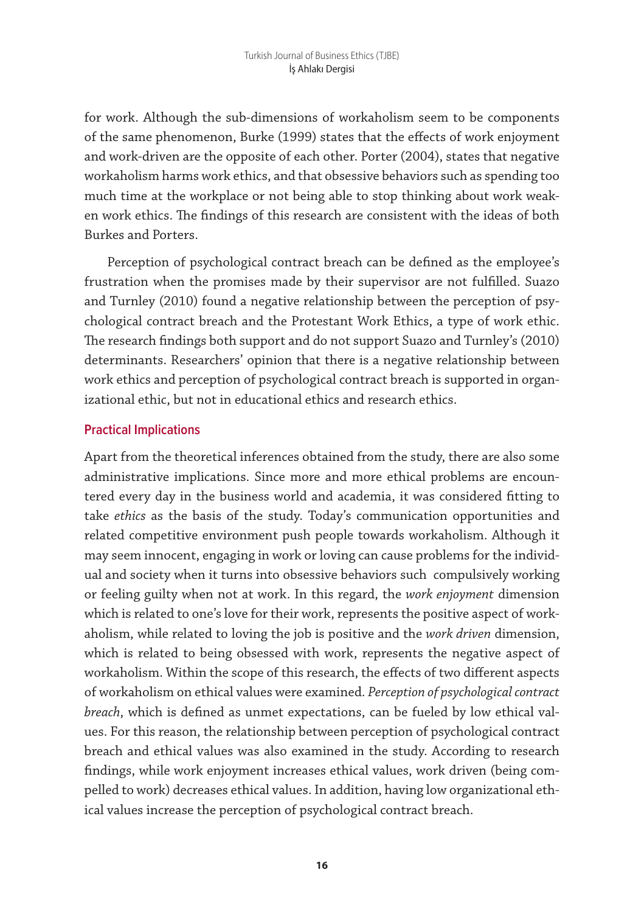for work. Although the sub-dimensions of workaholism seem to be components of the same phenomenon, Burke (1999) states that the effects of work enjoyment and work-driven are the opposite of each other. Porter (2004), states that negative workaholism harms work ethics, and that obsessive behaviors such as spending too much time at the workplace or not being able to stop thinking about work weaken work ethics. The findings of this research are consistent with the ideas of both Burkes and Porters.

Perception of psychological contract breach can be defined as the employee's frustration when the promises made by their supervisor are not fulfilled. Suazo and Turnley (2010) found a negative relationship between the perception of psychological contract breach and the Protestant Work Ethics, a type of work ethic. The research findings both support and do not support Suazo and Turnley's (2010) determinants. Researchers' opinion that there is a negative relationship between work ethics and perception of psychological contract breach is supported in organizational ethic, but not in educational ethics and research ethics.

### Practical Implications

Apart from the theoretical inferences obtained from the study, there are also some administrative implications. Since more and more ethical problems are encountered every day in the business world and academia, it was considered fitting to take *ethics* as the basis of the study. Today's communication opportunities and related competitive environment push people towards workaholism. Although it may seem innocent, engaging in work or loving can cause problems for the individual and society when it turns into obsessive behaviors such compulsively working or feeling guilty when not at work. In this regard, the *work enjoyment* dimension which is related to one's love for their work, represents the positive aspect of workaholism, while related to loving the job is positive and the *work driven* dimension, which is related to being obsessed with work, represents the negative aspect of workaholism. Within the scope of this research, the effects of two different aspects of workaholism on ethical values were examined. *Perception of psychological contract breach*, which is defined as unmet expectations, can be fueled by low ethical values. For this reason, the relationship between perception of psychological contract breach and ethical values was also examined in the study. According to research findings, while work enjoyment increases ethical values, work driven (being compelled to work) decreases ethical values. In addition, having low organizational ethical values increase the perception of psychological contract breach.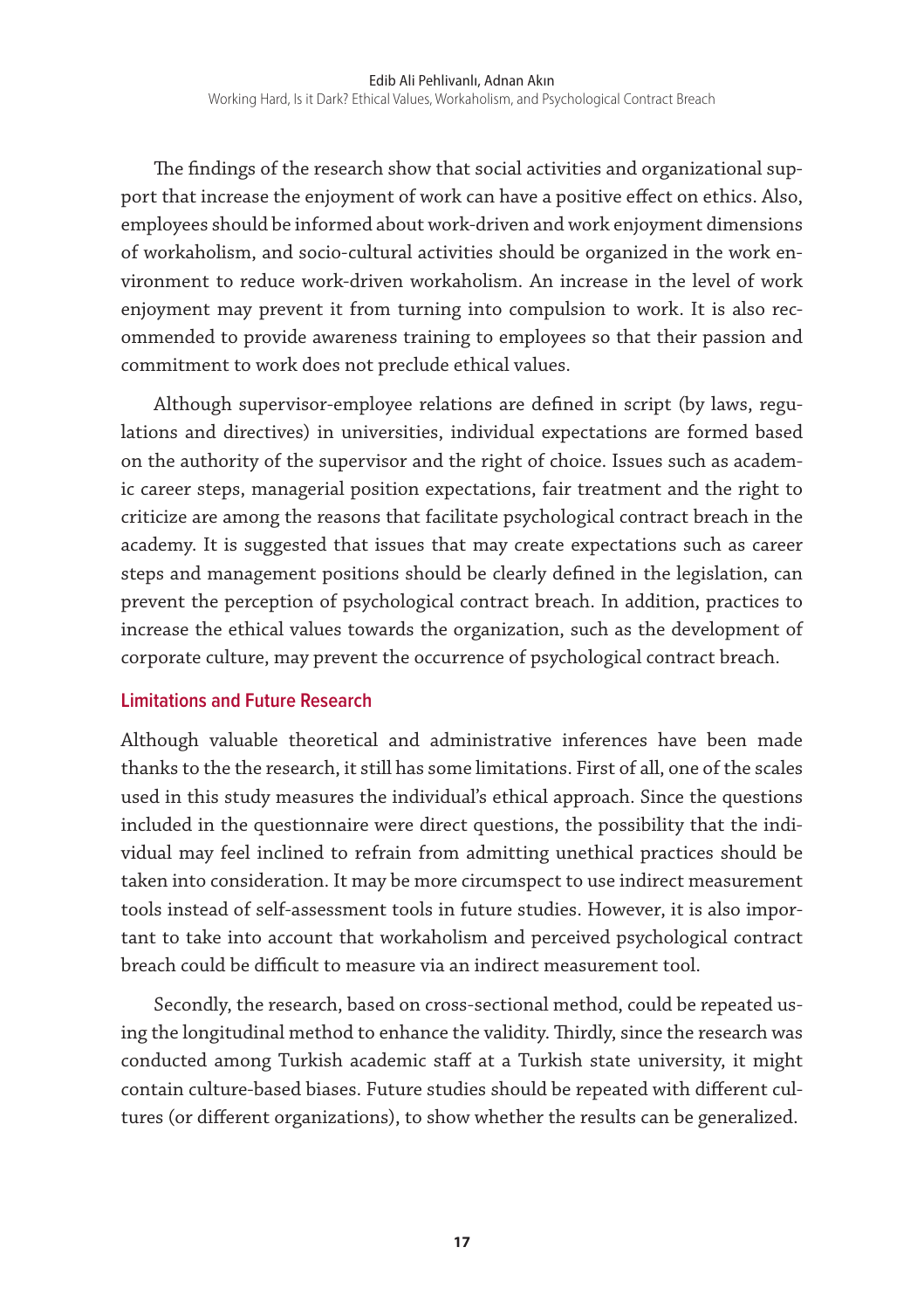The findings of the research show that social activities and organizational support that increase the enjoyment of work can have a positive effect on ethics. Also, employees should be informed about work-driven and work enjoyment dimensions of workaholism, and socio-cultural activities should be organized in the work environment to reduce work-driven workaholism. An increase in the level of work enjoyment may prevent it from turning into compulsion to work. It is also recommended to provide awareness training to employees so that their passion and commitment to work does not preclude ethical values.

Although supervisor-employee relations are defined in script (by laws, regulations and directives) in universities, individual expectations are formed based on the authority of the supervisor and the right of choice. Issues such as academic career steps, managerial position expectations, fair treatment and the right to criticize are among the reasons that facilitate psychological contract breach in the academy. It is suggested that issues that may create expectations such as career steps and management positions should be clearly defined in the legislation, can prevent the perception of psychological contract breach. In addition, practices to increase the ethical values towards the organization, such as the development of corporate culture, may prevent the occurrence of psychological contract breach.

### Limitations and Future Research

Although valuable theoretical and administrative inferences have been made thanks to the the research, it still has some limitations. First of all, one of the scales used in this study measures the individual's ethical approach. Since the questions included in the questionnaire were direct questions, the possibility that the individual may feel inclined to refrain from admitting unethical practices should be taken into consideration. It may be more circumspect to use indirect measurement tools instead of self-assessment tools in future studies. However, it is also important to take into account that workaholism and perceived psychological contract breach could be difficult to measure via an indirect measurement tool.

Secondly, the research, based on cross-sectional method, could be repeated using the longitudinal method to enhance the validity. Thirdly, since the research was conducted among Turkish academic staff at a Turkish state university, it might contain culture-based biases. Future studies should be repeated with different cultures (or different organizations), to show whether the results can be generalized.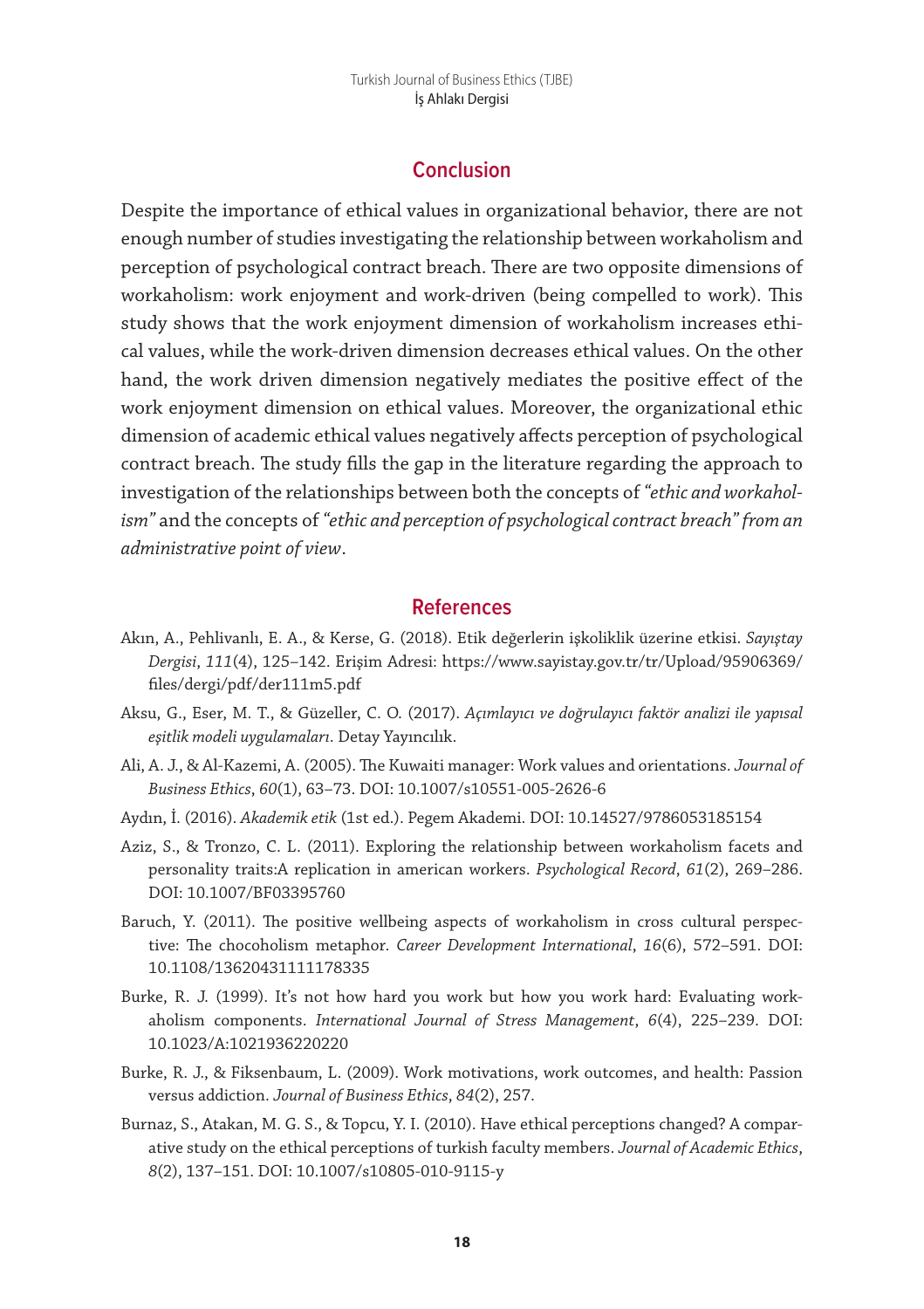## Conclusion

Despite the importance of ethical values in organizational behavior, there are not enough number of studies investigating the relationship between workaholism and perception of psychological contract breach. There are two opposite dimensions of workaholism: work enjoyment and work-driven (being compelled to work). This study shows that the work enjoyment dimension of workaholism increases ethical values, while the work-driven dimension decreases ethical values. On the other hand, the work driven dimension negatively mediates the positive effect of the work enjoyment dimension on ethical values. Moreover, the organizational ethic dimension of academic ethical values negatively affects perception of psychological contract breach. The study fills the gap in the literature regarding the approach to investigation of the relationships between both the concepts of *"ethic and workaholism"* and the concepts of *"ethic and perception of psychological contract breach" from an administrative point of view*.

## References

Akın, A., Pehlivanlı, E. A., & Kerse, G. (2018). Etik değerlerin işkoliklik üzerine etkisi. *Sayıştay Dergisi*, *111*(4), 125–142. Erişim Adresi: https://www.sayistay.gov.tr/tr/Upload/95906369/files/dergi/pdf/der111m5.pdf

Aksu, G., Eser, M. T., & Güzeller, C. O. (2017). *Açımlayıcı ve doğrulayıcı faktör analizi ile yapısal eşitlik modeli uygulamaları*. Detay Yayıncılık.

Ali, A. J., & Al-Kazemi, A. (2005). The Kuwaiti manager: Work values and orientations. *Journal of Business Ethics*, *60*(1), 63–73. DOI: 10.1007/s10551-005-2626-6

Aydın, İ. (2016). *Akademik etik* (1st ed.). Pegem Akademi. DOI: 10.14527/9786053185154

Aziz, S., & Tronzo, C. L. (2011). Exploring the relationship between workaholism facets and personality traits:A replication in american workers. *Psychological Record*, *61*(2), 269–286. DOI: 10.1007/BF03395760

Baruch, Y. (2011). The positive wellbeing aspects of workaholism in cross cultural perspective: The chocoholism metaphor. *Career Development International*, *16*(6), 572–591. DOI: 10.1108/13620431111178335

Burke, R. J. (1999). It's not how hard you work but how you work hard: Evaluating workaholism components. *International Journal of Stress Management*, *6*(4), 225–239. DOI: 10.1023/A:1021936220220

Burke, R. J., & Fiksenbaum, L. (2009). Work motivations, work outcomes, and health: Passion versus addiction. *Journal of Business Ethics*, *84*(2), 257.

Burnaz, S., Atakan, M. G. S., & Topcu, Y. I. (2010). Have ethical perceptions changed? A comparative study on the ethical perceptions of turkish faculty members. *Journal of Academic Ethics*, *8*(2), 137–151. DOI: 10.1007/s10805-010-9115-y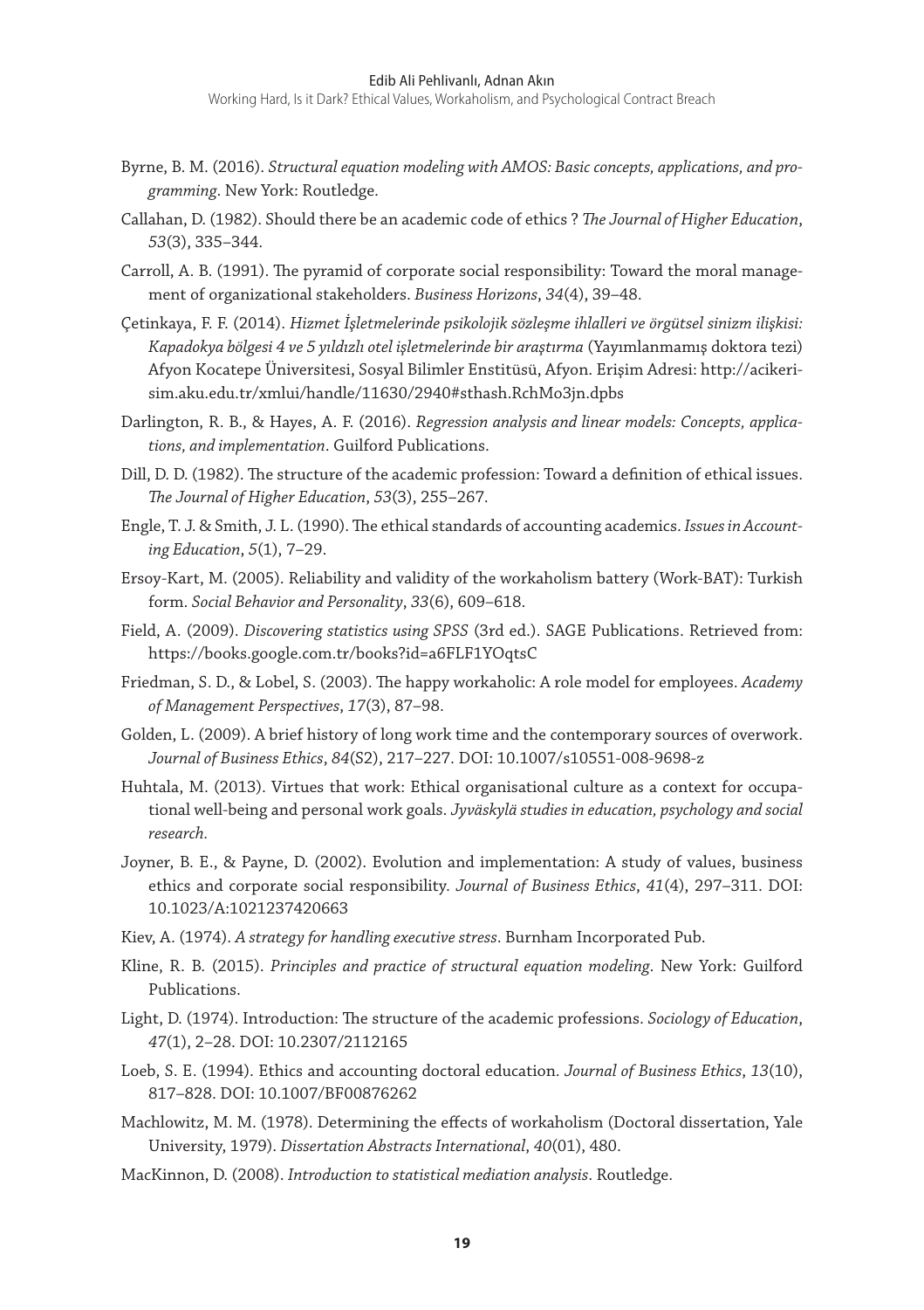Byrne, B. M. (2016). *Structural equation modeling with AMOS: Basic concepts, applications, and programming*. New York: Routledge.

Callahan, D. (1982). Should there be an academic code of ethics ? *The Journal of Higher Education*, *53*(3), 335–344.

Carroll, A. B. (1991). The pyramid of corporate social responsibility: Toward the moral management of organizational stakeholders. *Business Horizons*, *34*(4), 39–48.

Çetinkaya, F. F. (2014). *Hizmet İşletmelerinde psikolojik sözleşme ihlalleri ve örgütsel sinizm ilişkisi: Kapadokya bölgesi 4 ve 5 yıldızlı otel işletmelerinde bir araştırma* (Yayımlanmamış doktora tezi) Afyon Kocatepe Üniversitesi, Sosyal Bilimler Enstitüsü, Afyon. Erişim Adresi: http://acikerisim.aku.edu.tr/xmlui/handle/11630/2940#sthash.RchMo3jn.dpbs

Darlington, R. B., & Hayes, A. F. (2016). *Regression analysis and linear models: Concepts, applications, and implementation*. Guilford Publications.

Dill, D. D. (1982). The structure of the academic profession: Toward a definition of ethical issues. *The Journal of Higher Education*, *53*(3), 255–267.

Engle, T. J. & Smith, J. L. (1990). The ethical standards of accounting academics. *Issues in Accounting Education*, *5*(1), 7–29.

Ersoy-Kart, M. (2005). Reliability and validity of the workaholism battery (Work-BAT): Turkish form. *Social Behavior and Personality*, *33*(6), 609–618.

Field, A. (2009). *Discovering statistics using SPSS* (3rd ed.). SAGE Publications. Retrieved from: https://books.google.com.tr/books?id=a6FLF1YOqtsC

Friedman, S. D., & Lobel, S. (2003). The happy workaholic: A role model for employees. *Academy of Management Perspectives*, *17*(3), 87–98.

Golden, L. (2009). A brief history of long work time and the contemporary sources of overwork. *Journal of Business Ethics*, *84*(S2), 217–227. DOI: 10.1007/s10551-008-9698-z

Huhtala, M. (2013). Virtues that work: Ethical organisational culture as a context for occupational well-being and personal work goals. *Jyväskylä studies in education, psychology and social research*.

Joyner, B. E., & Payne, D. (2002). Evolution and implementation: A study of values, business ethics and corporate social responsibility. *Journal of Business Ethics*, *41*(4), 297–311. DOI: 10.1023/A:1021237420663

Kiev, A. (1974). *A strategy for handling executive stress*. Burnham Incorporated Pub.

Kline, R. B. (2015). *Principles and practice of structural equation modeling*. New York: Guilford Publications.

Light, D. (1974). Introduction: The structure of the academic professions. *Sociology of Education*, *47*(1), 2–28. DOI: 10.2307/2112165

Loeb, S. E. (1994). Ethics and accounting doctoral education. *Journal of Business Ethics*, *13*(10), 817–828. DOI: 10.1007/BF00876262

Machlowitz, M. M. (1978). Determining the effects of workaholism (Doctoral dissertation, Yale University, 1979). *Dissertation Abstracts International*, *40*(01), 480.

MacKinnon, D. (2008). *Introduction to statistical mediation analysis*. Routledge.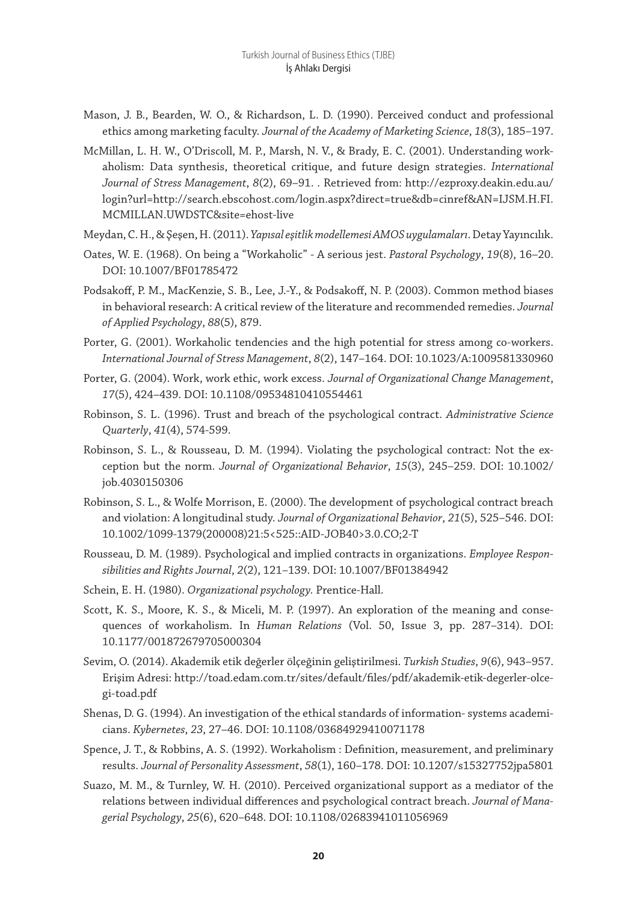Mason, J. B., Bearden, W. O., & Richardson, L. D. (1990). Perceived conduct and professional ethics among marketing faculty. *Journal of the Academy of Marketing Science*, *18*(3), 185–197.

McMillan, L. H. W., O'Driscoll, M. P., Marsh, N. V., & Brady, E. C. (2001). Understanding workaholism: Data synthesis, theoretical critique, and future design strategies. *International Journal of Stress Management*, *8*(2), 69–91. . Retrieved from: http://ezproxy.deakin.edu.au/login?url=http://search.ebscohost.com/login.aspx?direct=true&db=cinref&AN=IJSM.H.FI.MCMILLAN.UWDSTC&site=ehost-live

Meydan, C. H., & Şeşen, H. (2011). *Yapısal eşitlik modellemesi AMOS uygulamaları*. Detay Yayıncılık.

Oates, W. E. (1968). On being a "Workaholic" - A serious jest. *Pastoral Psychology*, *19*(8), 16–20. DOI: 10.1007/BF01785472

Podsakoff, P. M., MacKenzie, S. B., Lee, J.-Y., & Podsakoff, N. P. (2003). Common method biases in behavioral research: A critical review of the literature and recommended remedies. *Journal of Applied Psychology*, *88*(5), 879.

Porter, G. (2001). Workaholic tendencies and the high potential for stress among co-workers. *International Journal of Stress Management*, *8*(2), 147–164. DOI: 10.1023/A:1009581330960

Porter, G. (2004). Work, work ethic, work excess. *Journal of Organizational Change Management*, *17*(5), 424–439. DOI: 10.1108/09534810410554461

Robinson, S. L. (1996). Trust and breach of the psychological contract. *Administrative Science Quarterly*, *41*(4), 574-599.

Robinson, S. L., & Rousseau, D. M. (1994). Violating the psychological contract: Not the exception but the norm. *Journal of Organizational Behavior*, *15*(3), 245–259. DOI: 10.1002/job.4030150306

Robinson, S. L., & Wolfe Morrison, E. (2000). The development of psychological contract breach and violation: A longitudinal study. *Journal of Organizational Behavior*, *21*(5), 525–546. DOI: 10.1002/1099-1379(200008)21:5<525::AID-JOB40>3.0.CO;2-T

Rousseau, D. M. (1989). Psychological and implied contracts in organizations. *Employee Responsibilities and Rights Journal*, *2*(2), 121–139. DOI: 10.1007/BF01384942

Schein, E. H. (1980). *Organizational psychology*. Prentice-Hall.

Scott, K. S., Moore, K. S., & Miceli, M. P. (1997). An exploration of the meaning and consequences of workaholism. In *Human Relations* (Vol. 50, Issue 3, pp. 287–314). DOI: 10.1177/001872679705000304

Sevim, O. (2014). Akademik etik değerler ölçeğinin geliştirilmesi. *Turkish Studies*, *9*(6), 943–957. Erişim Adresi: http://toad.edam.com.tr/sites/default/files/pdf/akademik-etik-degerler-olcegi-toad.pdf

Shenas, D. G. (1994). An investigation of the ethical standards of information- systems academicians. *Kybernetes*, *23*, 27–46. DOI: 10.1108/03684929410071178

Spence, J. T., & Robbins, A. S. (1992). Workaholism : Definition, measurement, and preliminary results. *Journal of Personality Assessment*, *58*(1), 160–178. DOI: 10.1207/s15327752jpa5801

Suazo, M. M., & Turnley, W. H. (2010). Perceived organizational support as a mediator of the relations between individual differences and psychological contract breach. *Journal of Managerial Psychology*, *25*(6), 620–648. DOI: 10.1108/02683941011056969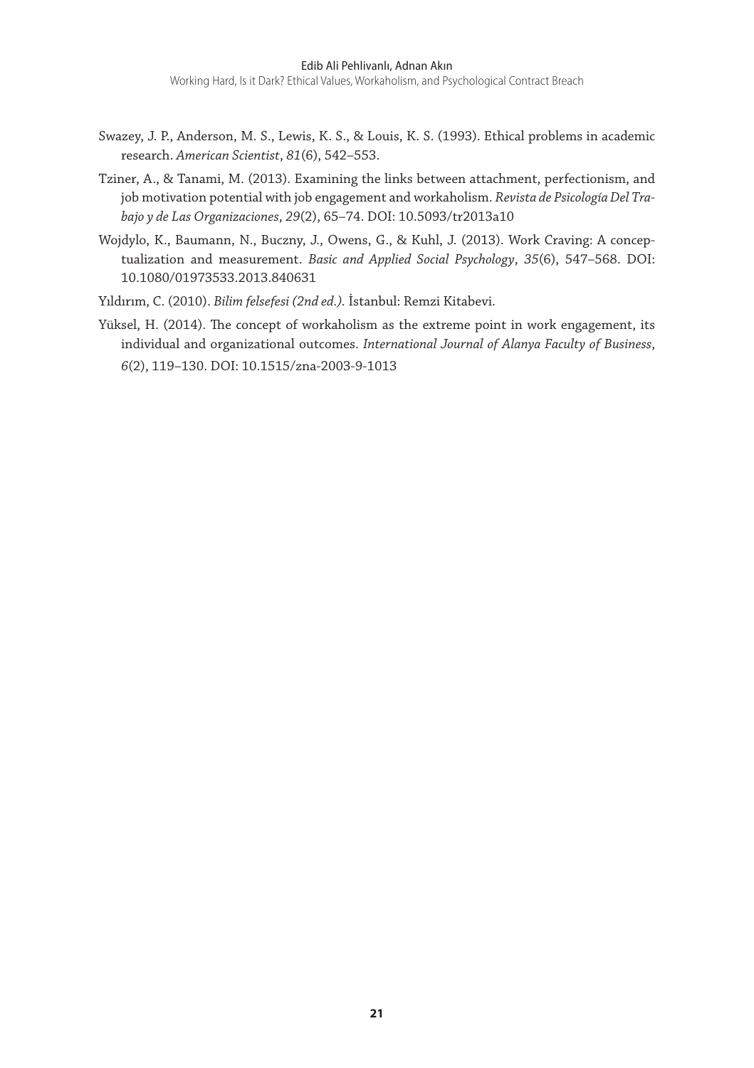Swazey, J. P., Anderson, M. S., Lewis, K. S., & Louis, K. S. (1993). Ethical problems in academic research. *American Scientist*, *81*(6), 542–553.

Tziner, A., & Tanami, M. (2013). Examining the links between attachment, perfectionism, and job motivation potential with job engagement and workaholism. *Revista de Psicología Del Trabajo y de Las Organizaciones*, *29*(2), 65–74. DOI: 10.5093/tr2013a10

Wojdylo, K., Baumann, N., Buczny, J., Owens, G., & Kuhl, J. (2013). Work Craving: A conceptualization and measurement. *Basic and Applied Social Psychology*, *35*(6), 547–568. DOI: 10.1080/01973533.2013.840631

Yıldırım, C. (2010). *Bilim felsefesi (2nd ed.)*. İstanbul: Remzi Kitabevi.

Yüksel, H. (2014). The concept of workaholism as the extreme point in work engagement, its individual and organizational outcomes. *International Journal of Alanya Faculty of Business*, *6*(2), 119–130. DOI: 10.1515/zna-2003-9-1013